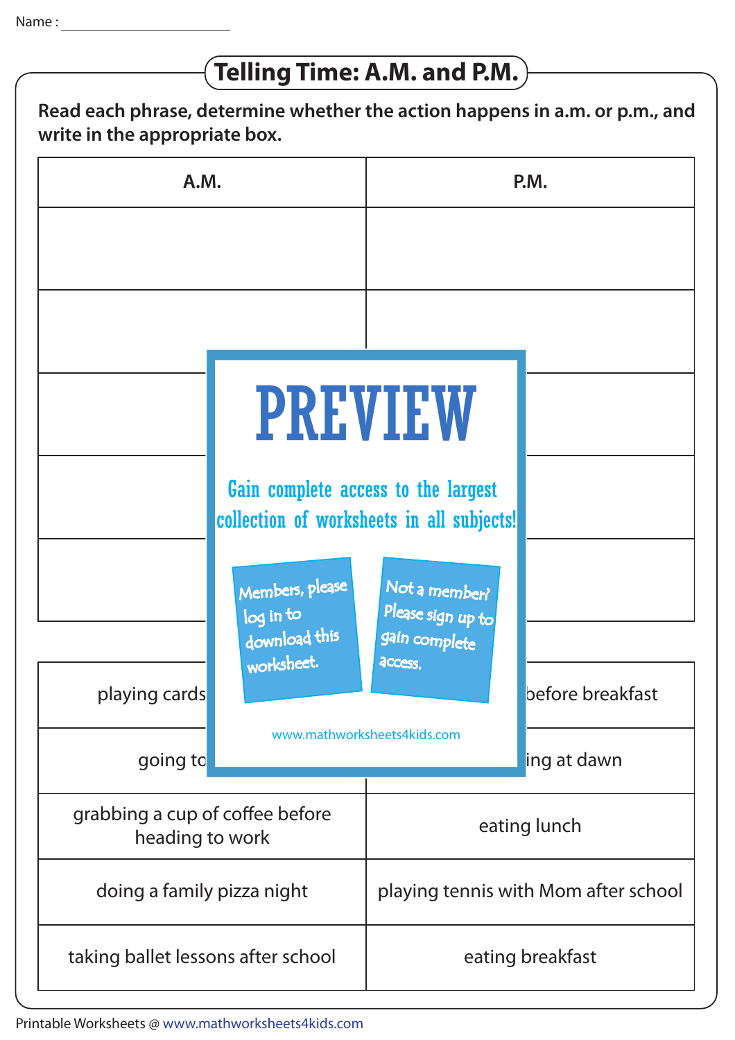Name : ____________________

# Telling Time: A.M. and P.M.

**Read each phrase, determine whether the action happens in a.m. or p.m., and write in the appropriate box.**

| A.M. | P.M. |
|---|---|
| | |
| | |
| | |
| | |
| | |

PREVIEW

Gain complete access to the largest collection of worksheets in all subjects!

Members, please log in to download this worksheet.

Not a member? Please sign up to gain complete access.

www.mathworksheets4kids.com

| | |
|---|---|
| playing cards | before breakfast |
| going to | ing at dawn |
| grabbing a cup of coffee before heading to work | eating lunch |
| doing a family pizza night | playing tennis with Mom after school |
| taking ballet lessons after school | eating breakfast |

Printable Worksheets @ www.mathworksheets4kids.com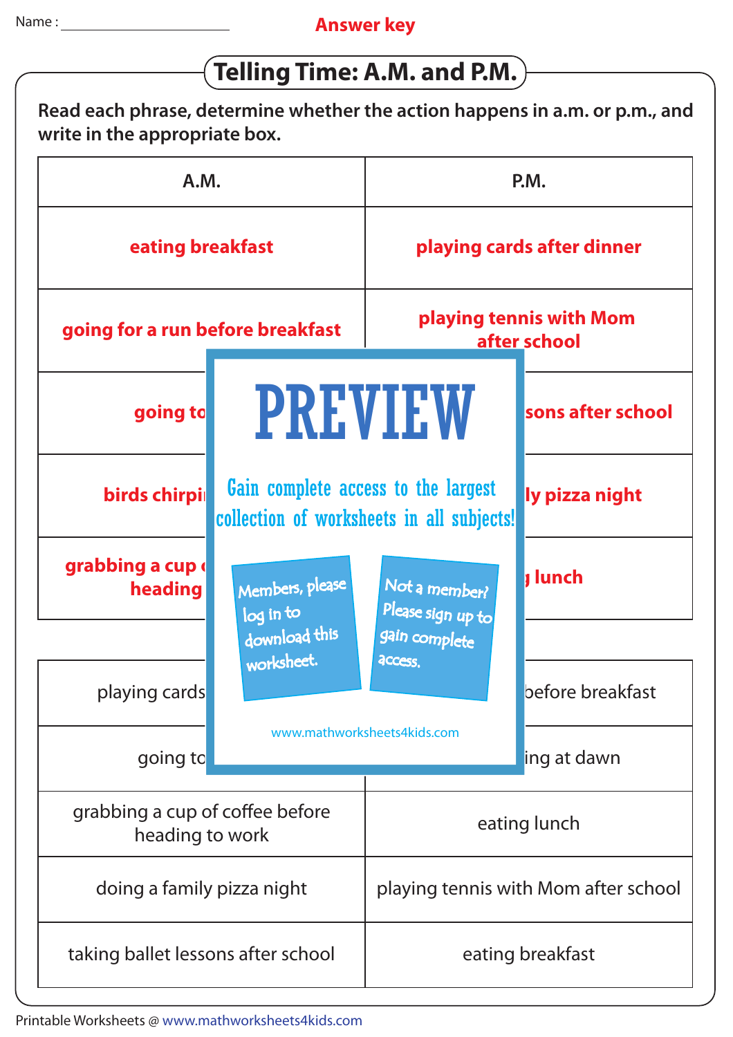Name : ______________________

**Answer key**

# Telling Time: A.M. and P.M.

**Read each phrase, determine whether the action happens in a.m. or p.m., and write in the appropriate box.**

| A.M. | P.M. |
|---|---|
| eating breakfast | playing cards after dinner |
| going for a run before breakfast | playing tennis with Mom after school |
| going to | sons after school |
| birds chirpi | ly pizza night |
| grabbing a cup c heading | lunch |

| | |
|---|---|
| playing cards | before breakfast |
| going to | ing at dawn |
| grabbing a cup of coffee before heading to work | eating lunch |
| doing a family pizza night | playing tennis with Mom after school |
| taking ballet lessons after school | eating breakfast |

PREVIEW

Gain complete access to the largest collection of worksheets in all subjects!

Members, please log in to download this worksheet.

Not a member? Please sign up to gain complete access.

www.mathworksheets4kids.com